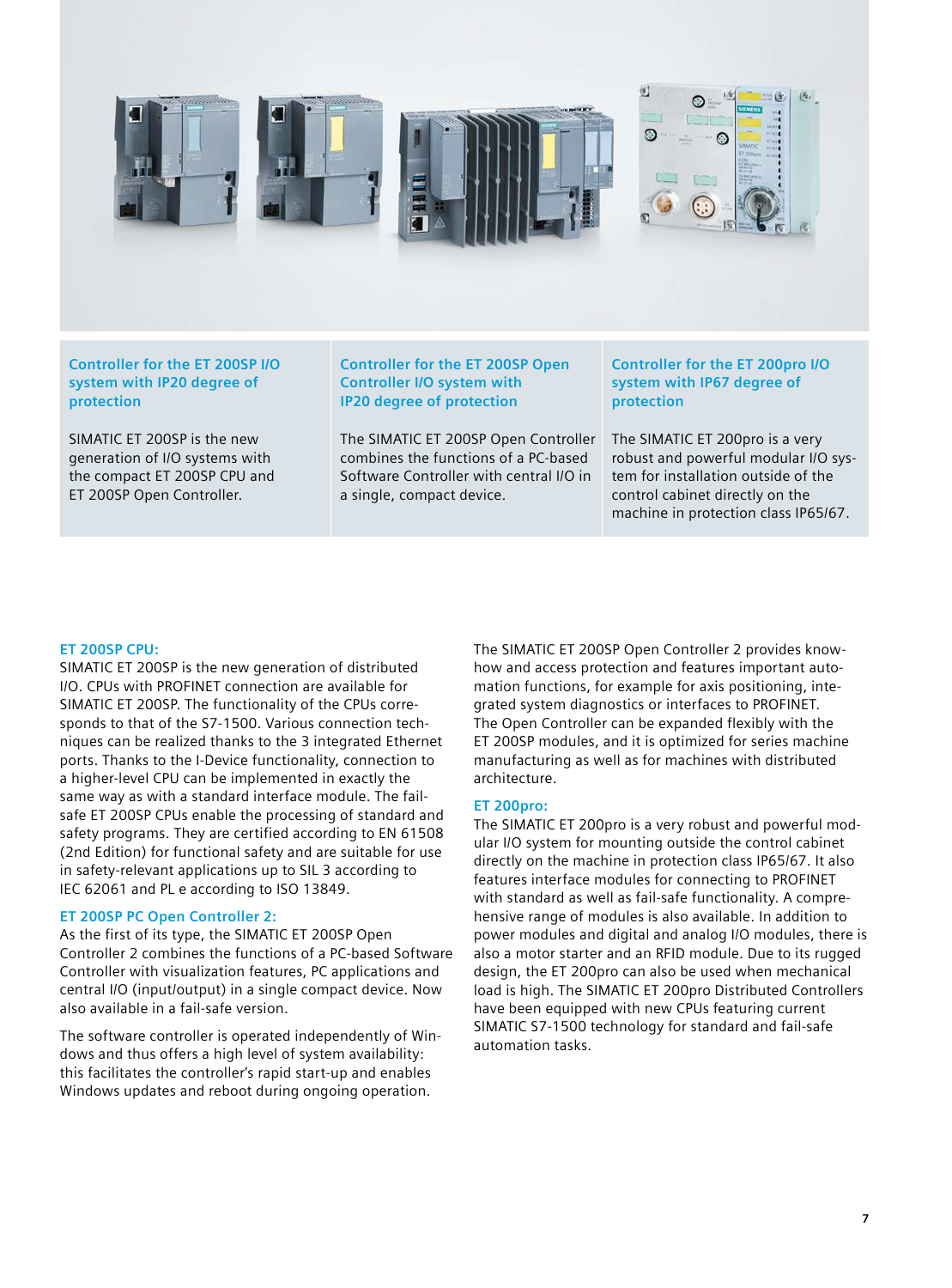### Controller for the ET 200SP I/O system with IP20 degree of protection

SIMATIC ET 200SP is the new generation of I/O systems with the compact ET 200SP CPU and ET 200SP Open Controller.

### Controller for the ET 200SP Open Controller I/O system with IP20 degree of protection

The SIMATIC ET 200SP Open Controller combines the functions of a PC-based Software Controller with central I/O in a single, compact device.

### Controller for the ET 200pro I/O system with IP67 degree of protection

The SIMATIC ET 200pro is a very robust and powerful modular I/O system for installation outside of the control cabinet directly on the machine in protection class IP65/67.

#### ET 200SP CPU:

SIMATIC ET 200SP is the new generation of distributed I/O. CPUs with PROFINET connection are available for SIMATIC ET 200SP. The functionality of the CPUs corresponds to that of the S7-1500. Various connection techniques can be realized thanks to the 3 integrated Ethernet ports. Thanks to the I-Device functionality, connection to a higher-level CPU can be implemented in exactly the same way as with a standard interface module. The fail-safe ET 200SP CPUs enable the processing of standard and safety programs. They are certified according to EN 61508 (2nd Edition) for functional safety and are suitable for use in safety-relevant applications up to SIL 3 according to IEC 62061 and PL e according to ISO 13849.

#### ET 200SP PC Open Controller 2:

As the first of its type, the SIMATIC ET 200SP Open Controller 2 combines the functions of a PC-based Software Controller with visualization features, PC applications and central I/O (input/output) in a single compact device. Now also available in a fail-safe version.

The software controller is operated independently of Windows and thus offers a high level of system availability: this facilitates the controller's rapid start-up and enables Windows updates and reboot during ongoing operation.

The SIMATIC ET 200SP Open Controller 2 provides know-how and access protection and features important automation functions, for example for axis positioning, integrated system diagnostics or interfaces to PROFINET. The Open Controller can be expanded flexibly with the ET 200SP modules, and it is optimized for series machine manufacturing as well as for machines with distributed architecture.

#### ET 200pro:

The SIMATIC ET 200pro is a very robust and powerful modular I/O system for mounting outside the control cabinet directly on the machine in protection class IP65/67. It also features interface modules for connecting to PROFINET with standard as well as fail-safe functionality. A comprehensive range of modules is also available. In addition to power modules and digital and analog I/O modules, there is also a motor starter and an RFID module. Due to its rugged design, the ET 200pro can also be used when mechanical load is high. The SIMATIC ET 200pro Distributed Controllers have been equipped with new CPUs featuring current SIMATIC S7-1500 technology for standard and fail-safe automation tasks.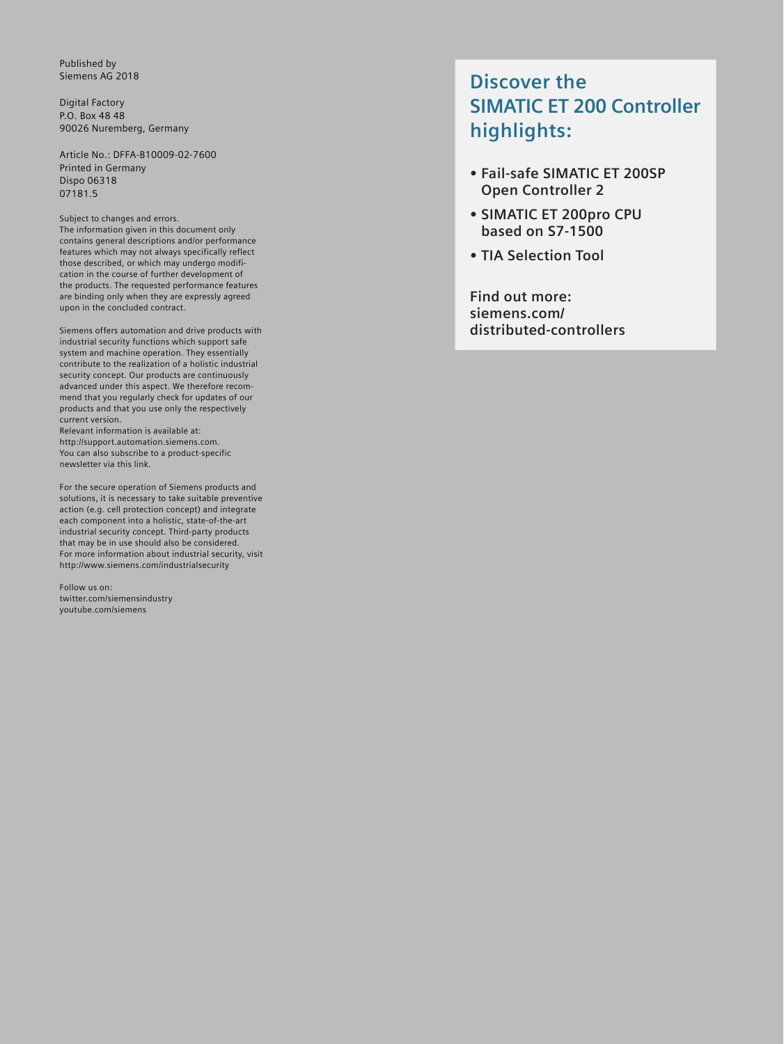Published by
Siemens AG 2018

Digital Factory
P.O. Box 48 48
90026 Nuremberg, Germany

Article No.: DFFA-B10009-02-7600
Printed in Germany
Dispo 06318
07181.5

Subject to changes and errors.
The information given in this document only contains general descriptions and/or performance features which may not always specifically reflect those described, or which may undergo modification in the course of further development of the products. The requested performance features are binding only when they are expressly agreed upon in the concluded contract.

Siemens offers automation and drive products with industrial security functions which support safe system and machine operation. They essentially contribute to the realization of a holistic industrial security concept. Our products are continuously advanced under this aspect. We therefore recommend that you regularly check for updates of our products and that you use only the respectively current version.
Relevant information is available at:
http://support.automation.siemens.com.
You can also subscribe to a product-specific newsletter via this link.

For the secure operation of Siemens products and solutions, it is necessary to take suitable preventive action (e.g. cell protection concept) and integrate each component into a holistic, state-of-the-art industrial security concept. Third-party products that may be in use should also be considered.
For more information about industrial security, visit
http://www.siemens.com/industrialsecurity

Follow us on:
twitter.com/siemensindustry
youtube.com/siemens

## Discover the SIMATIC ET 200 Controller highlights:

- **Fail-safe SIMATIC ET 200SP Open Controller 2**
- **SIMATIC ET 200pro CPU based on S7-1500**
- **TIA Selection Tool**

**Find out more:
siemens.com/
distributed-controllers**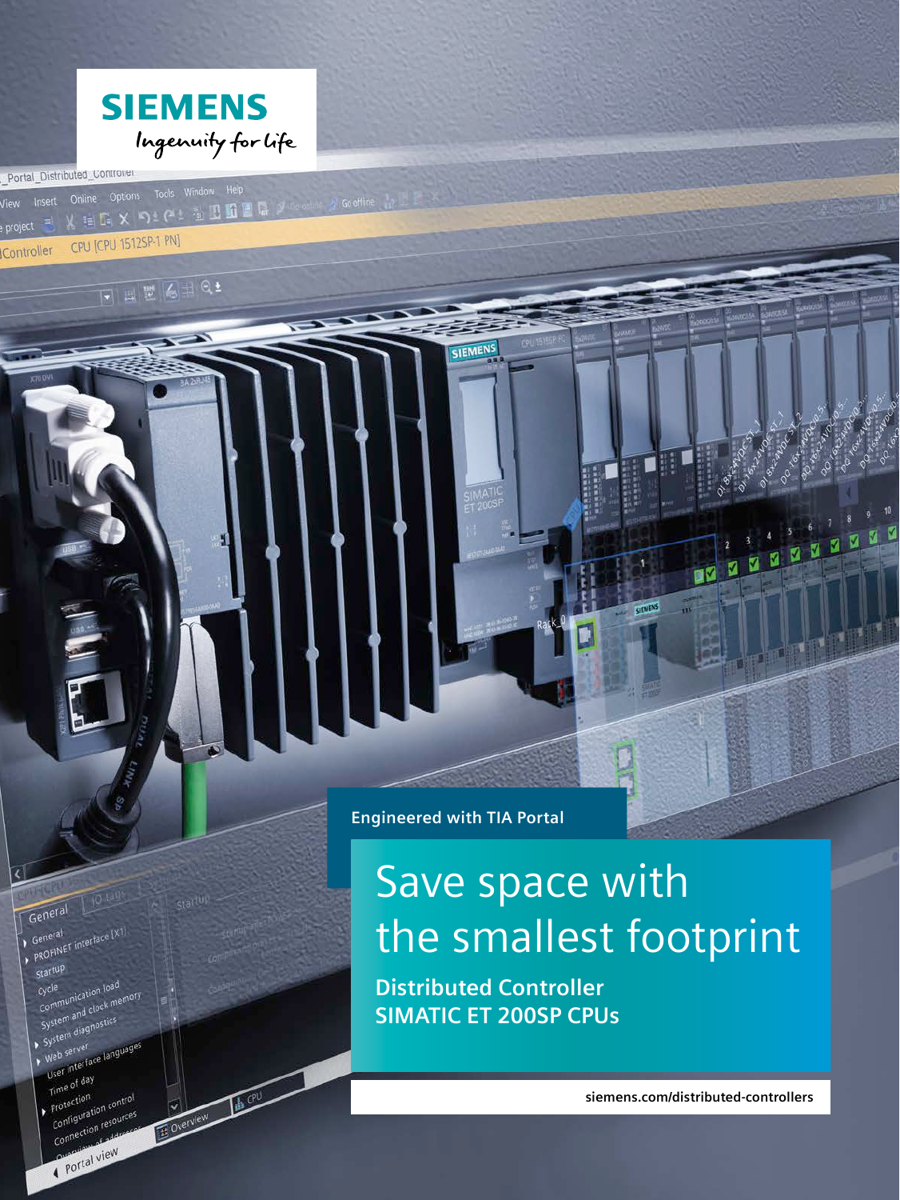SIEMENS

Ingenuity for life

Engineered with TIA Portal

# Save space with the smallest footprint

## Distributed Controller SIMATIC ET 200SP CPUs

siemens.com/distributed-controllers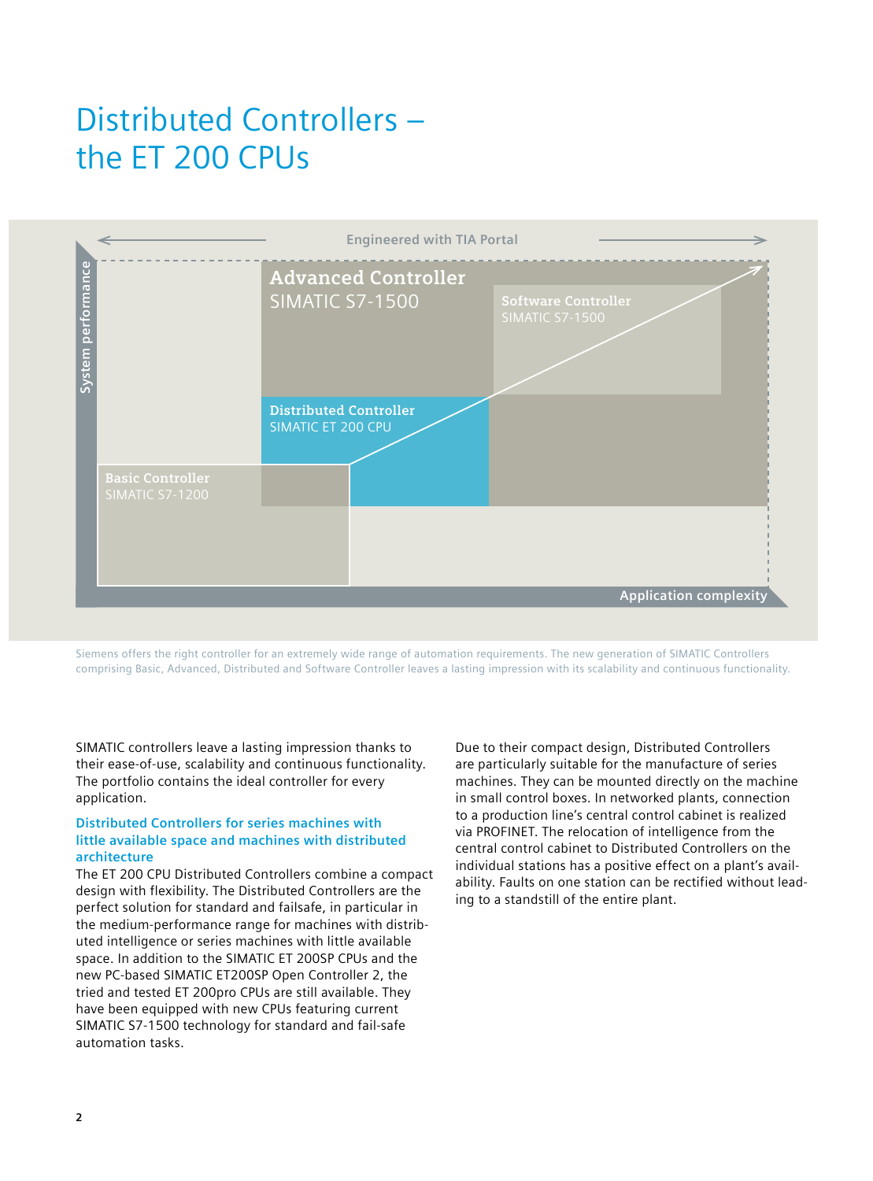# Distributed Controllers – the ET 200 CPUs

Engineered with TIA Portal

System performance

Advanced Controller
SIMATIC S7-1500

Software Controller
SIMATIC S7-1500

Distributed Controller
SIMATIC ET 200 CPU

Basic Controller
SIMATIC S7-1200

Application complexity

Siemens offers the right controller for an extremely wide range of automation requirements. The new generation of SIMATIC Controllers comprising Basic, Advanced, Distributed and Software Controller leaves a lasting impression with its scalability and continuous functionality.

SIMATIC controllers leave a lasting impression thanks to their ease-of-use, scalability and continuous functionality. The portfolio contains the ideal controller for every application.

### Distributed Controllers for series machines with little available space and machines with distributed architecture

The ET 200 CPU Distributed Controllers combine a compact design with flexibility. The Distributed Controllers are the perfect solution for standard and failsafe, in particular in the medium-performance range for machines with distributed intelligence or series machines with little available space. In addition to the SIMATIC ET 200SP CPUs and the new PC-based SIMATIC ET200SP Open Controller 2, the tried and tested ET 200pro CPUs are still available. They have been equipped with new CPUs featuring current SIMATIC S7-1500 technology for standard and fail-safe automation tasks.

Due to their compact design, Distributed Controllers are particularly suitable for the manufacture of series machines. They can be mounted directly on the machine in small control boxes. In networked plants, connection to a production line's central control cabinet is realized via PROFINET. The relocation of intelligence from the central control cabinet to Distributed Controllers on the individual stations has a positive effect on a plant's availability. Faults on one station can be rectified without leading to a standstill of the entire plant.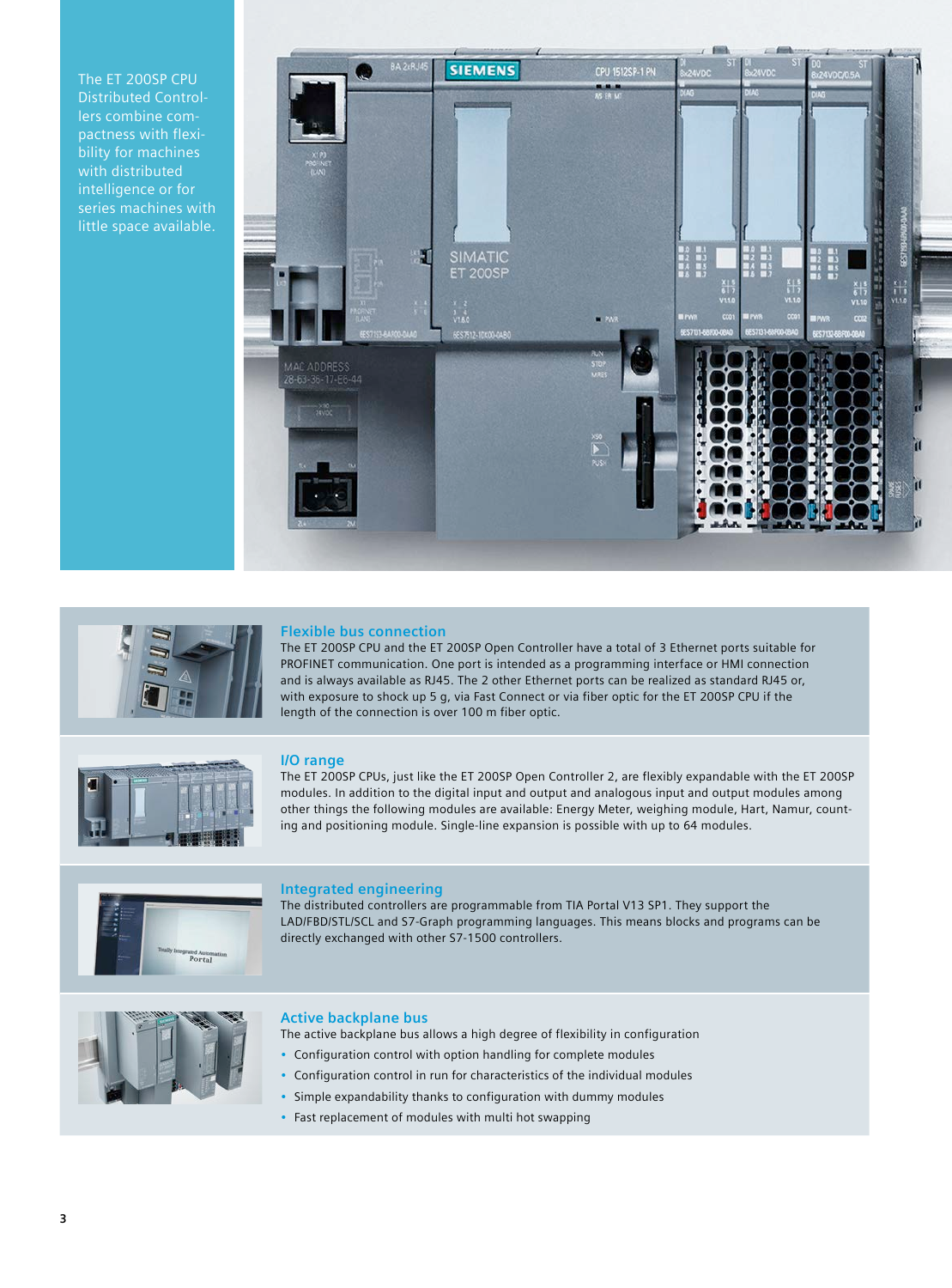The ET 200SP CPU Distributed Controllers combine compactness with flexibility for machines with distributed intelligence or for series machines with little space available.

## Flexible bus connection

The ET 200SP CPU and the ET 200SP Open Controller have a total of 3 Ethernet ports suitable for PROFINET communication. One port is intended as a programming interface or HMI connection and is always available as RJ45. The 2 other Ethernet ports can be realized as standard RJ45 or, with exposure to shock up 5 g, via Fast Connect or via fiber optic for the ET 200SP CPU if the length of the connection is over 100 m fiber optic.

## I/O range

The ET 200SP CPUs, just like the ET 200SP Open Controller 2, are flexibly expandable with the ET 200SP modules. In addition to the digital input and output and analogous input and output modules among other things the following modules are available: Energy Meter, weighing module, Hart, Namur, counting and positioning module. Single-line expansion is possible with up to 64 modules.

## Integrated engineering

The distributed controllers are programmable from TIA Portal V13 SP1. They support the LAD/FBD/STL/SCL and S7-Graph programming languages. This means blocks and programs can be directly exchanged with other S7-1500 controllers.

## Active backplane bus

The active backplane bus allows a high degree of flexibility in configuration

- Configuration control with option handling for complete modules
- Configuration control in run for characteristics of the individual modules
- Simple expandability thanks to configuration with dummy modules
- Fast replacement of modules with multi hot swapping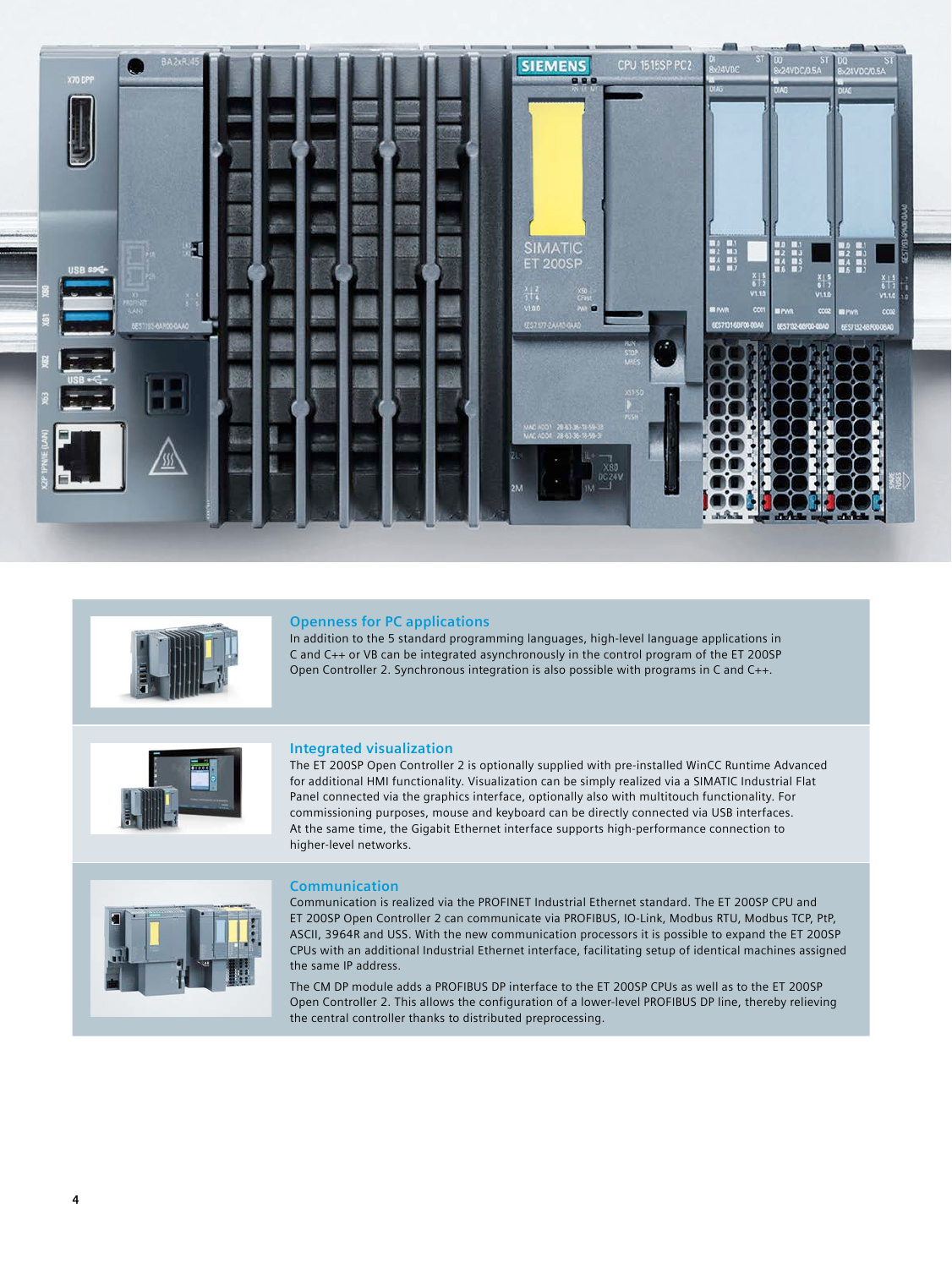## Openness for PC applications

In addition to the 5 standard programming languages, high-level language applications in C and C++ or VB can be integrated asynchronously in the control program of the ET 200SP Open Controller 2. Synchronous integration is also possible with programs in C and C++.

## Integrated visualization

The ET 200SP Open Controller 2 is optionally supplied with pre-installed WinCC Runtime Advanced for additional HMI functionality. Visualization can be simply realized via a SIMATIC Industrial Flat Panel connected via the graphics interface, optionally also with multitouch functionality. For commissioning purposes, mouse and keyboard can be directly connected via USB interfaces. At the same time, the Gigabit Ethernet interface supports high-performance connection to higher-level networks.

## Communication

Communication is realized via the PROFINET Industrial Ethernet standard. The ET 200SP CPU and ET 200SP Open Controller 2 can communicate via PROFIBUS, IO-Link, Modbus RTU, Modbus TCP, PtP, ASCII, 3964R and USS. With the new communication processors it is possible to expand the ET 200SP CPUs with an additional Industrial Ethernet interface, facilitating setup of identical machines assigned the same IP address.

The CM DP module adds a PROFIBUS DP interface to the ET 200SP CPUs as well as to the ET 200SP Open Controller 2. This allows the configuration of a lower-level PROFIBUS DP line, thereby relieving the central controller thanks to distributed preprocessing.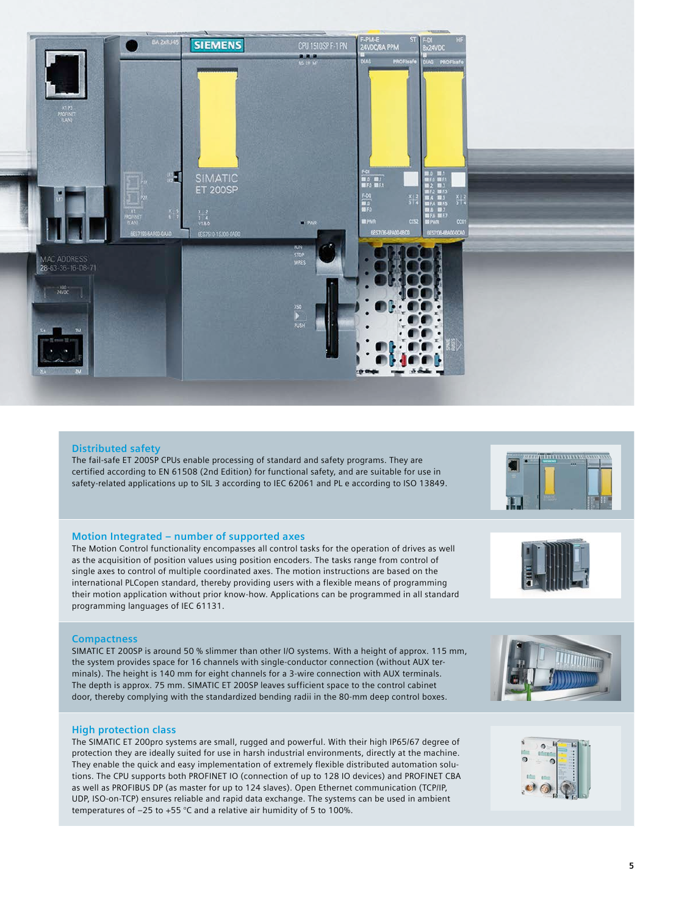## Distributed safety

The fail-safe ET 200SP CPUs enable processing of standard and safety programs. They are certified according to EN 61508 (2nd Edition) for functional safety, and are suitable for use in safety-related applications up to SIL 3 according to IEC 62061 and PL e according to ISO 13849.

## Motion Integrated – number of supported axes

The Motion Control functionality encompasses all control tasks for the operation of drives as well as the acquisition of position values using position encoders. The tasks range from control of single axes to control of multiple coordinated axes. The motion instructions are based on the international PLCopen standard, thereby providing users with a flexible means of programming their motion application without prior know-how. Applications can be programmed in all standard programming languages of IEC 61131.

## Compactness

SIMATIC ET 200SP is around 50 % slimmer than other I/O systems. With a height of approx. 115 mm, the system provides space for 16 channels with single-conductor connection (without AUX terminals). The height is 140 mm for eight channels for a 3-wire connection with AUX terminals. The depth is approx. 75 mm. SIMATIC ET 200SP leaves sufficient space to the control cabinet door, thereby complying with the standardized bending radii in the 80-mm deep control boxes.

## High protection class

The SIMATIC ET 200pro systems are small, rugged and powerful. With their high IP65/67 degree of protection they are ideally suited for use in harsh industrial environments, directly at the machine. They enable the quick and easy implementation of extremely flexible distributed automation solutions. The CPU supports both PROFINET IO (connection of up to 128 IO devices) and PROFINET CBA as well as PROFIBUS DP (as master for up to 124 slaves). Open Ethernet communication (TCP/IP, UDP, ISO-on-TCP) ensures reliable and rapid data exchange. The systems can be used in ambient temperatures of –25 to +55 °C and a relative air humidity of 5 to 100%.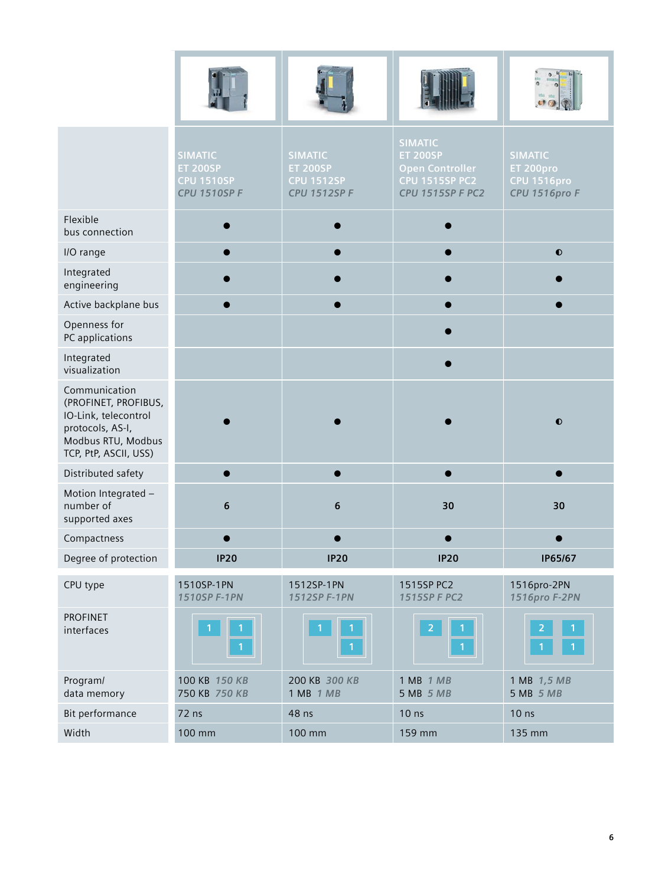| | SIMATIC ET 200SP CPU 1510SP *CPU 1510SP F* | SIMATIC ET 200SP CPU 1512SP *CPU 1512SP F* | SIMATIC ET 200SP Open Controller CPU 1515SP PC2 *CPU 1515SP F PC2* | SIMATIC ET 200pro CPU 1516pro *CPU 1516pro F* |
|---|---|---|---|---|
| Flexible bus connection | ● | ● | ● | |
| I/O range | ● | ● | ● | ◐ |
| Integrated engineering | ● | ● | ● | ● |
| Active backplane bus | ● | ● | ● | ● |
| Openness for PC applications | | | ● | |
| Integrated visualization | | | ● | |
| Communication (PROFINET, PROFIBUS, IO-Link, telecontrol protocols, AS-I, Modbus RTU, Modbus TCP, PtP, ASCII, USS) | ● | ● | ● | ◐ |
| Distributed safety | ● | ● | ● | ● |
| Motion Integrated – number of supported axes | 6 | 6 | 30 | 30 |
| Compactness | ● | ● | ● | ● |
| Degree of protection | IP20 | IP20 | IP20 | IP65/67 |
| CPU type | 1510SP-1PN *1510SP F-1PN* | 1512SP-1PN *1512SP F-1PN* | 1515SP PC2 *1515SP F PC2* | 1516pro-2PN *1516pro F-2PN* |
| PROFINET interfaces | 1 / 1, 1 | 1 / 1, 1 | 2 / 1, 1 | 2, 1 / 1, 1 |
| Program/ data memory | 100 KB *150 KB* 750 KB *750 KB* | 200 KB *300 KB* 1 MB *1 MB* | 1 MB *1 MB* 5 MB *5 MB* | 1 MB *1,5 MB* 5 MB *5 MB* |
| Bit performance | 72 ns | 48 ns | 10 ns | 10 ns |
| Width | 100 mm | 100 mm | 159 mm | 135 mm |